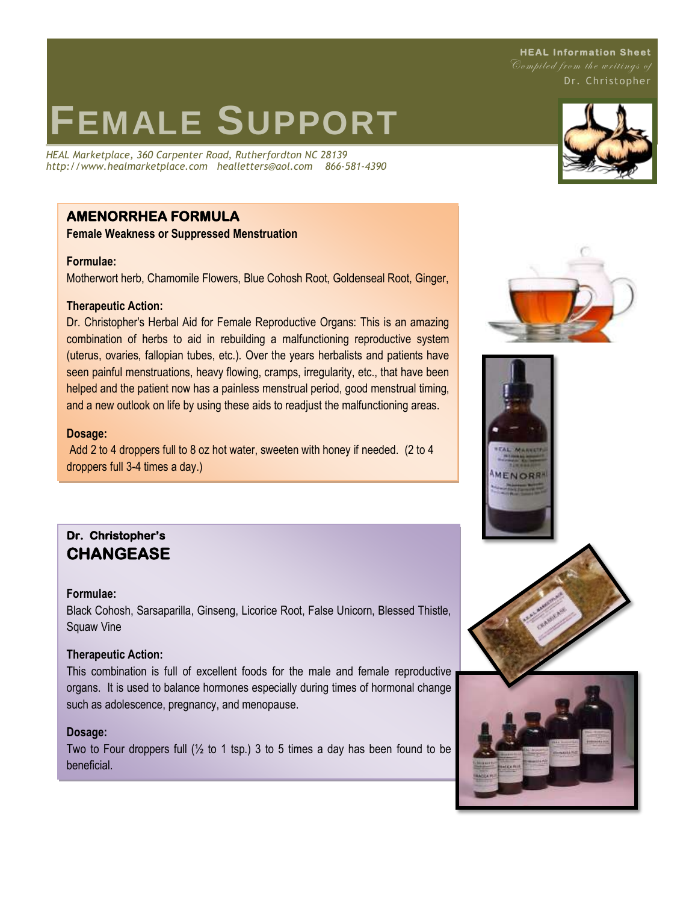HEAL Information Sheet

*Compiled from the writings of*

Dr. Christopher

# FEMALE SUPPORT

*HEAL Marketplace, 360 Carpenter Road, Rutherfordton NC 28139*
*http://www.healmarketplace.com healletters@aol.com 866-581-4390*

## AMENORRHEA FORMULA

**Female Weakness or Suppressed Menstruation**

**Formulae:**

Motherwort herb, Chamomile Flowers, Blue Cohosh Root, Goldenseal Root, Ginger,

**Therapeutic Action:**

Dr. Christopher's Herbal Aid for Female Reproductive Organs: This is an amazing combination of herbs to aid in rebuilding a malfunctioning reproductive system (uterus, ovaries, fallopian tubes, etc.). Over the years herbalists and patients have seen painful menstruations, heavy flowing, cramps, irregularity, etc., that have been helped and the patient now has a painless menstrual period, good menstrual timing, and a new outlook on life by using these aids to readjust the malfunctioning areas.

**Dosage:**

Add 2 to 4 droppers full to 8 oz hot water, sweeten with honey if needed. (2 to 4 droppers full 3-4 times a day.)

**Dr. Christopher's**

## CHANGEASE

**Formulae:**

Black Cohosh, Sarsaparilla, Ginseng, Licorice Root, False Unicorn, Blessed Thistle, Squaw Vine

**Therapeutic Action:**

This combination is full of excellent foods for the male and female reproductive organs. It is used to balance hormones especially during times of hormonal change such as adolescence, pregnancy, and menopause.

**Dosage:**

Two to Four droppers full (½ to 1 tsp.) 3 to 5 times a day has been found to be beneficial.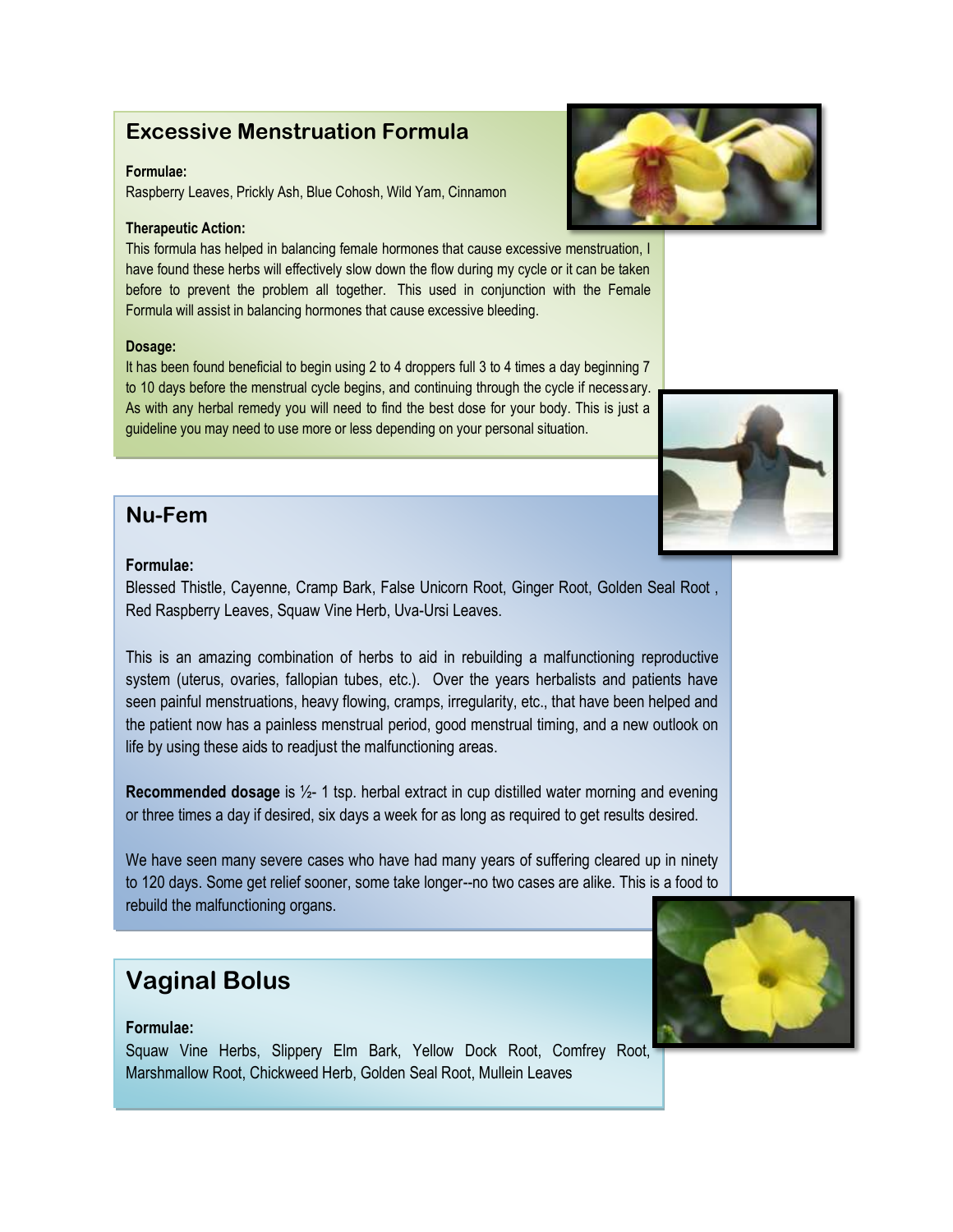## Excessive Menstruation Formula

**Formulae:**
Raspberry Leaves, Prickly Ash, Blue Cohosh, Wild Yam, Cinnamon

**Therapeutic Action:**
This formula has helped in balancing female hormones that cause excessive menstruation, I have found these herbs will effectively slow down the flow during my cycle or it can be taken before to prevent the problem all together. This used in conjunction with the Female Formula will assist in balancing hormones that cause excessive bleeding.

**Dosage:**
It has been found beneficial to begin using 2 to 4 droppers full 3 to 4 times a day beginning 7 to 10 days before the menstrual cycle begins, and continuing through the cycle if necessary. As with any herbal remedy you will need to find the best dose for your body. This is just a guideline you may need to use more or less depending on your personal situation.

## Nu-Fem

**Formulae:**
Blessed Thistle, Cayenne, Cramp Bark, False Unicorn Root, Ginger Root, Golden Seal Root , Red Raspberry Leaves, Squaw Vine Herb, Uva-Ursi Leaves.

This is an amazing combination of herbs to aid in rebuilding a malfunctioning reproductive system (uterus, ovaries, fallopian tubes, etc.). Over the years herbalists and patients have seen painful menstruations, heavy flowing, cramps, irregularity, etc., that have been helped and the patient now has a painless menstrual period, good menstrual timing, and a new outlook on life by using these aids to readjust the malfunctioning areas.

**Recommended dosage** is ½- 1 tsp. herbal extract in cup distilled water morning and evening or three times a day if desired, six days a week for as long as required to get results desired.

We have seen many severe cases who have had many years of suffering cleared up in ninety to 120 days. Some get relief sooner, some take longer--no two cases are alike. This is a food to rebuild the malfunctioning organs.

## Vaginal Bolus

**Formulae:**
Squaw Vine Herbs, Slippery Elm Bark, Yellow Dock Root, Comfrey Root, Marshmallow Root, Chickweed Herb, Golden Seal Root, Mullein Leaves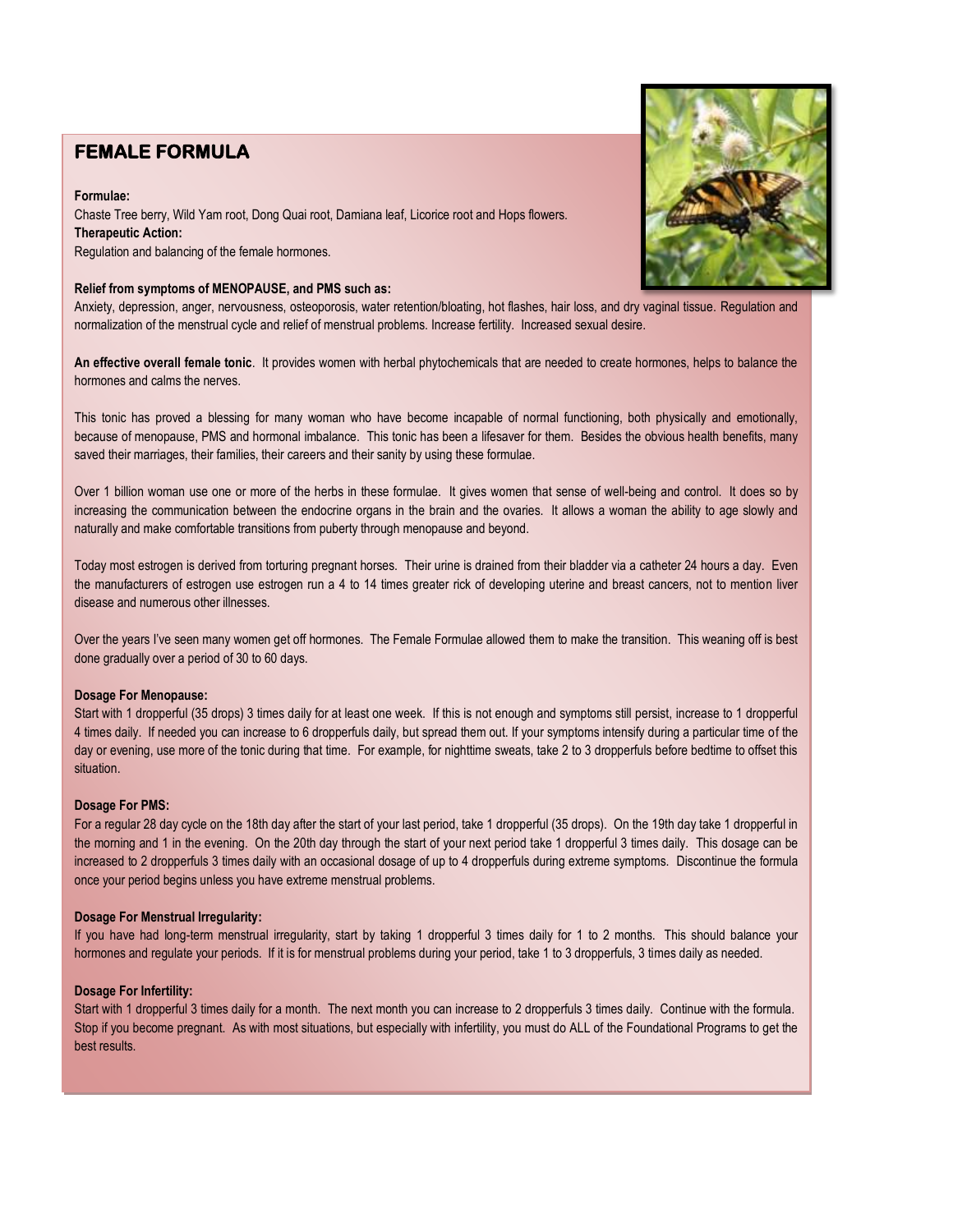## FEMALE FORMULA

**Formulae:**
Chaste Tree berry, Wild Yam root, Dong Quai root, Damiana leaf, Licorice root and Hops flowers.
**Therapeutic Action:**
Regulation and balancing of the female hormones.

**Relief from symptoms of MENOPAUSE, and PMS such as:**
Anxiety, depression, anger, nervousness, osteoporosis, water retention/bloating, hot flashes, hair loss, and dry vaginal tissue. Regulation and normalization of the menstrual cycle and relief of menstrual problems. Increase fertility. Increased sexual desire.

**An effective overall female tonic**. It provides women with herbal phytochemicals that are needed to create hormones, helps to balance the hormones and calms the nerves.

This tonic has proved a blessing for many woman who have become incapable of normal functioning, both physically and emotionally, because of menopause, PMS and hormonal imbalance. This tonic has been a lifesaver for them. Besides the obvious health benefits, many saved their marriages, their families, their careers and their sanity by using these formulae.

Over 1 billion woman use one or more of the herbs in these formulae. It gives women that sense of well-being and control. It does so by increasing the communication between the endocrine organs in the brain and the ovaries. It allows a woman the ability to age slowly and naturally and make comfortable transitions from puberty through menopause and beyond.

Today most estrogen is derived from torturing pregnant horses. Their urine is drained from their bladder via a catheter 24 hours a day. Even the manufacturers of estrogen use estrogen run a 4 to 14 times greater rick of developing uterine and breast cancers, not to mention liver disease and numerous other illnesses.

Over the years I've seen many women get off hormones. The Female Formulae allowed them to make the transition. This weaning off is best done gradually over a period of 30 to 60 days.

**Dosage For Menopause:**
Start with 1 dropperful (35 drops) 3 times daily for at least one week. If this is not enough and symptoms still persist, increase to 1 dropperful 4 times daily. If needed you can increase to 6 dropperfuls daily, but spread them out. If your symptoms intensify during a particular time of the day or evening, use more of the tonic during that time. For example, for nighttime sweats, take 2 to 3 dropperfuls before bedtime to offset this situation.

**Dosage For PMS:**
For a regular 28 day cycle on the 18th day after the start of your last period, take 1 dropperful (35 drops). On the 19th day take 1 dropperful in the morning and 1 in the evening. On the 20th day through the start of your next period take 1 dropperful 3 times daily. This dosage can be increased to 2 dropperfuls 3 times daily with an occasional dosage of up to 4 dropperfuls during extreme symptoms. Discontinue the formula once your period begins unless you have extreme menstrual problems.

**Dosage For Menstrual Irregularity:**
If you have had long-term menstrual irregularity, start by taking 1 dropperful 3 times daily for 1 to 2 months. This should balance your hormones and regulate your periods. If it is for menstrual problems during your period, take 1 to 3 dropperfuls, 3 times daily as needed.

**Dosage For Infertility:**
Start with 1 dropperful 3 times daily for a month. The next month you can increase to 2 dropperfuls 3 times daily. Continue with the formula. Stop if you become pregnant. As with most situations, but especially with infertility, you must do ALL of the Foundational Programs to get the best results.